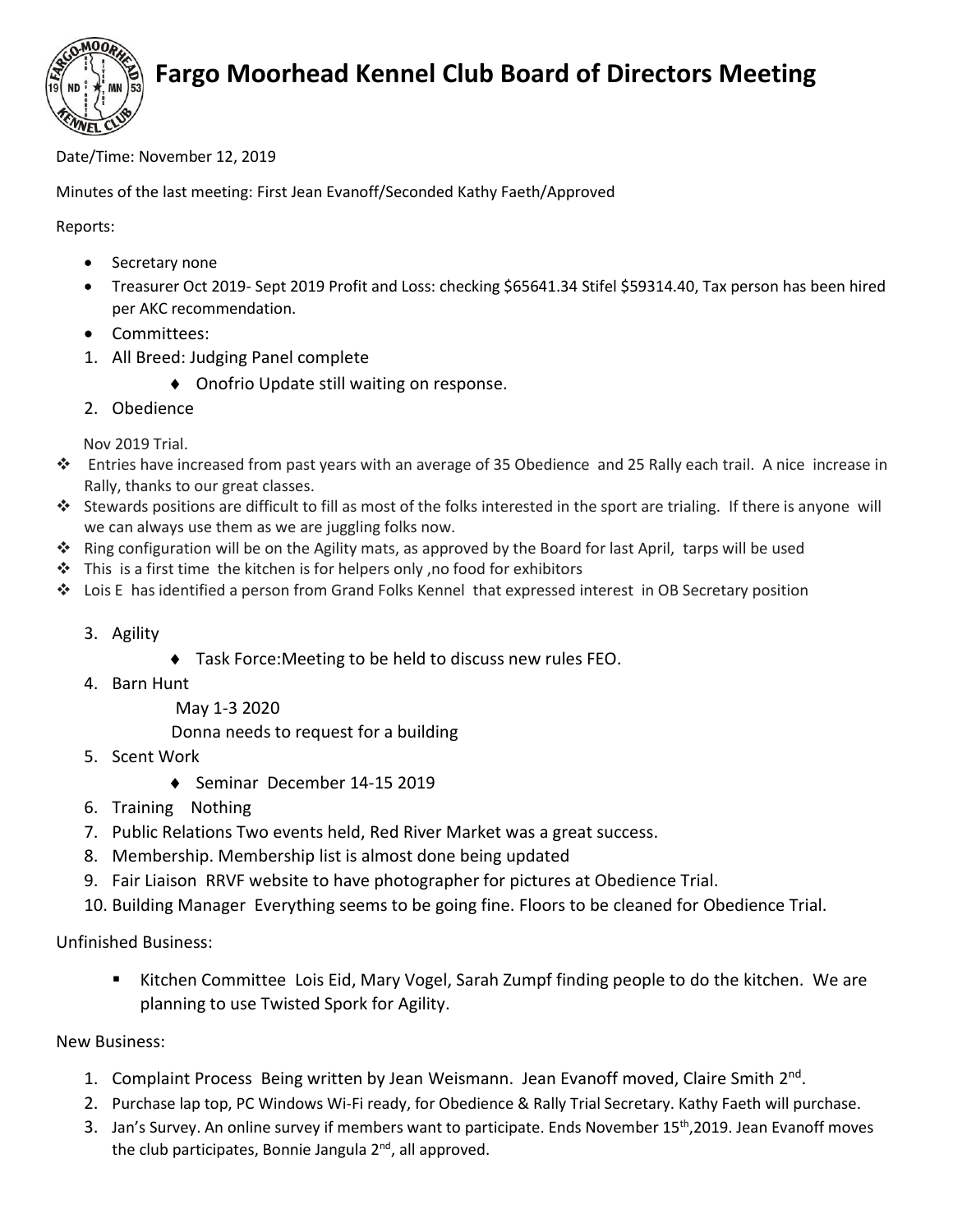# Fargo Moorhead Kennel Club Board of Directors Meeting

Date/Time: November 12, 2019

Minutes of the last meeting: First Jean Evanoff/Seconded Kathy Faeth/Approved

Reports:

- Secretary none
- Treasurer Oct 2019- Sept 2019 Profit and Loss: checking $65641.34 Stifel $59314.40, Tax person has been hired per AKC recommendation.
- Committees:

1. All Breed: Judging Panel complete
   - Onofrio Update still waiting on response.
2. Obedience

Nov 2019 Trial.

- Entries have increased from past years with an average of 35 Obedience and 25 Rally each trail. A nice increase in Rally, thanks to our great classes.
- Stewards positions are difficult to fill as most of the folks interested in the sport are trialing. If there is anyone will we can always use them as we are juggling folks now.
- Ring configuration will be on the Agility mats, as approved by the Board for last April, tarps will be used
- This is a first time the kitchen is for helpers only ,no food for exhibitors
- Lois E has identified a person from Grand Folks Kennel that expressed interest in OB Secretary position

3. Agility
   - Task Force:Meeting to be held to discuss new rules FEO.
4. Barn Hunt

   May 1-3 2020

   Donna needs to request for a building
5. Scent Work
   - Seminar December 14-15 2019
6. Training Nothing
7. Public Relations Two events held, Red River Market was a great success.
8. Membership. Membership list is almost done being updated
9. Fair Liaison RRVF website to have photographer for pictures at Obedience Trial.
10. Building Manager Everything seems to be going fine. Floors to be cleaned for Obedience Trial.

Unfinished Business:

- Kitchen Committee Lois Eid, Mary Vogel, Sarah Zumpf finding people to do the kitchen. We are planning to use Twisted Spork for Agility.

New Business:

1. Complaint Process Being written by Jean Weismann. Jean Evanoff moved, Claire Smith 2nd.
2. Purchase lap top, PC Windows Wi-Fi ready, for Obedience & Rally Trial Secretary. Kathy Faeth will purchase.
3. Jan's Survey. An online survey if members want to participate. Ends November 15th,2019. Jean Evanoff moves the club participates, Bonnie Jangula 2nd, all approved.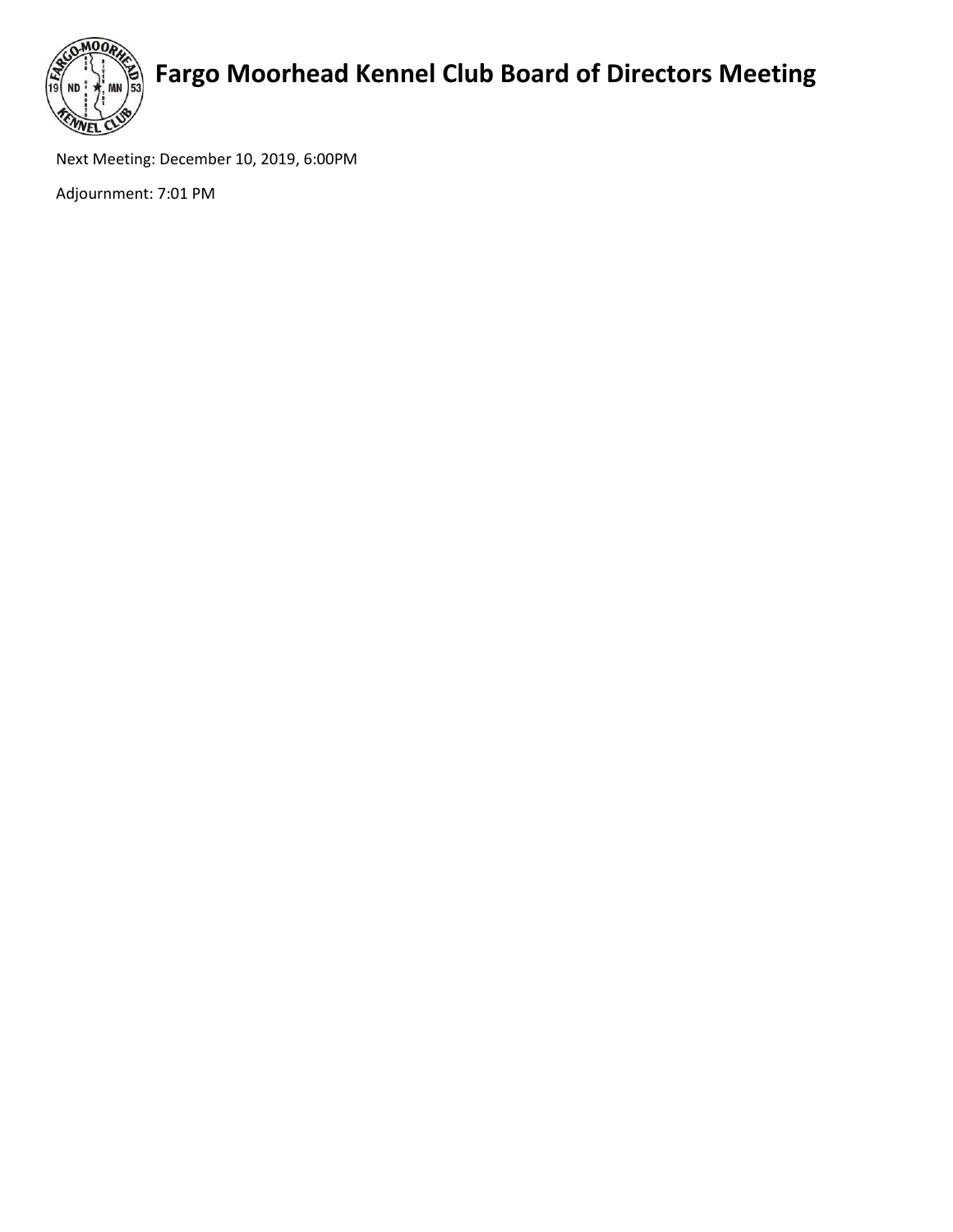Next Meeting: December 10, 2019, 6:00PM

Adjournment: 7:01 PM